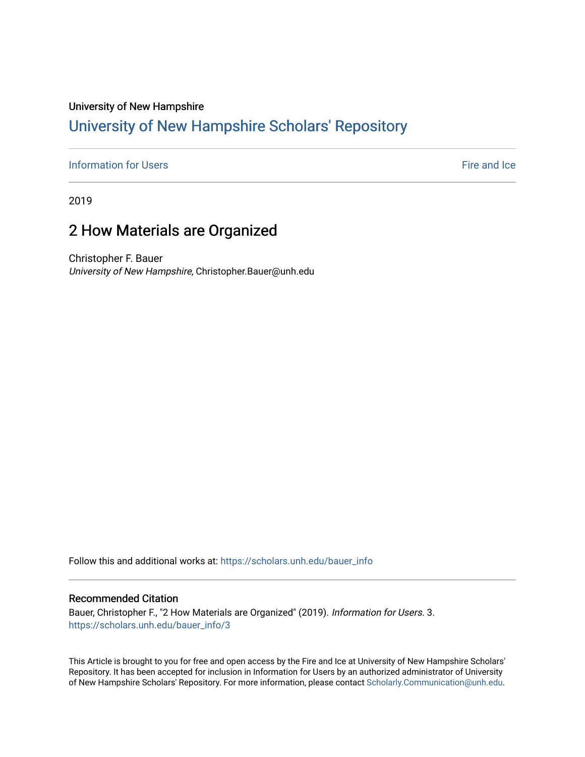University of New Hampshire

## University of New Hampshire Scholars' Repository

Information for Users | Fire and Ice

2019

# 2 How Materials are Organized

Christopher F. Bauer
*University of New Hampshire*, Christopher.Bauer@unh.edu

Follow this and additional works at: https://scholars.unh.edu/bauer_info

### Recommended Citation

Bauer, Christopher F., "2 How Materials are Organized" (2019). *Information for Users*. 3.
https://scholars.unh.edu/bauer_info/3

This Article is brought to you for free and open access by the Fire and Ice at University of New Hampshire Scholars' Repository. It has been accepted for inclusion in Information for Users by an authorized administrator of University of New Hampshire Scholars' Repository. For more information, please contact Scholarly.Communication@unh.edu.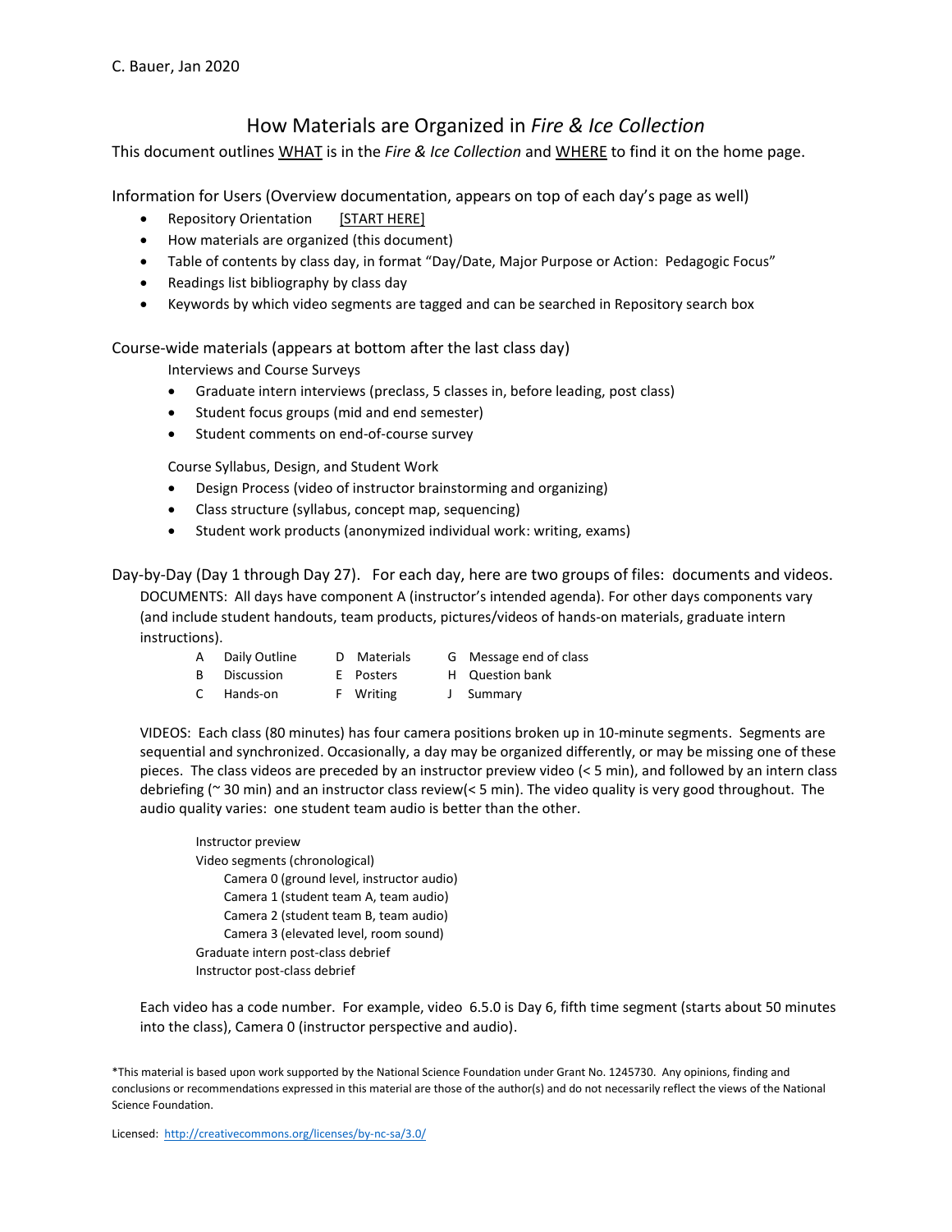C. Bauer, Jan 2020

# How Materials are Organized in *Fire & Ice Collection*

This document outlines WHAT is in the *Fire & Ice Collection* and WHERE to find it on the home page.

Information for Users (Overview documentation, appears on top of each day's page as well)

- Repository Orientation [START HERE]
- How materials are organized (this document)
- Table of contents by class day, in format "Day/Date, Major Purpose or Action: Pedagogic Focus"
- Readings list bibliography by class day
- Keywords by which video segments are tagged and can be searched in Repository search box

Course-wide materials (appears at bottom after the last class day)

Interviews and Course Surveys

- Graduate intern interviews (preclass, 5 classes in, before leading, post class)
- Student focus groups (mid and end semester)
- Student comments on end-of-course survey

Course Syllabus, Design, and Student Work

- Design Process (video of instructor brainstorming and organizing)
- Class structure (syllabus, concept map, sequencing)
- Student work products (anonymized individual work: writing, exams)

Day-by-Day (Day 1 through Day 27). For each day, here are two groups of files: documents and videos.

DOCUMENTS: All days have component A (instructor's intended agenda). For other days components vary (and include student handouts, team products, pictures/videos of hands-on materials, graduate intern instructions).

| | | | | | |
|---|---|---|---|---|---|
| A | Daily Outline | D | Materials | G | Message end of class |
| B | Discussion | E | Posters | H | Question bank |
| C | Hands-on | F | Writing | J | Summary |

VIDEOS: Each class (80 minutes) has four camera positions broken up in 10-minute segments. Segments are sequential and synchronized. Occasionally, a day may be organized differently, or may be missing one of these pieces. The class videos are preceded by an instructor preview video (< 5 min), and followed by an intern class debriefing (~ 30 min) and an instructor class review(< 5 min). The video quality is very good throughout. The audio quality varies: one student team audio is better than the other.

- Instructor preview
- Video segments (chronological)
  - Camera 0 (ground level, instructor audio)
  - Camera 1 (student team A, team audio)
  - Camera 2 (student team B, team audio)
  - Camera 3 (elevated level, room sound)
- Graduate intern post-class debrief
- Instructor post-class debrief

Each video has a code number. For example, video 6.5.0 is Day 6, fifth time segment (starts about 50 minutes into the class), Camera 0 (instructor perspective and audio).

*This material is based upon work supported by the National Science Foundation under Grant No. 1245730. Any opinions, finding and conclusions or recommendations expressed in this material are those of the author(s) and do not necessarily reflect the views of the National Science Foundation.

Licensed: http://creativecommons.org/licenses/by-nc-sa/3.0/